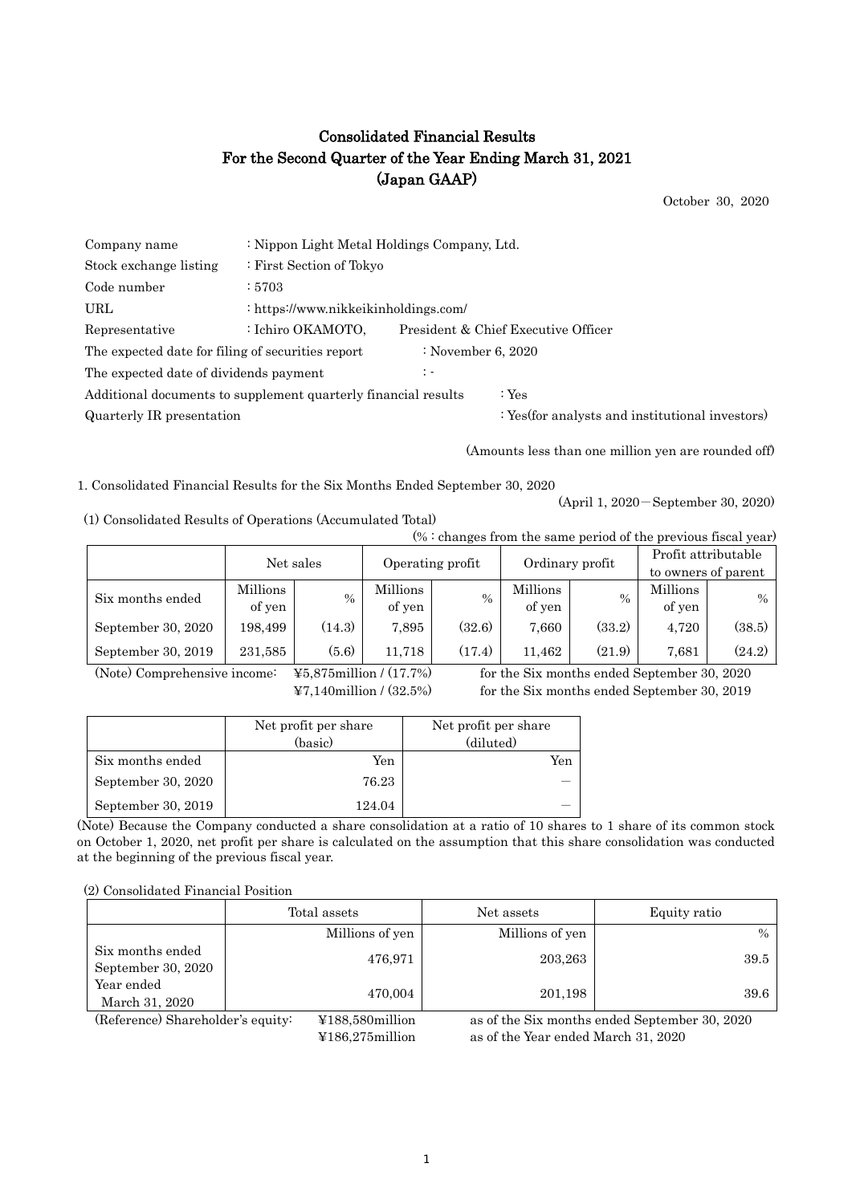# Consolidated Financial Results
# For the Second Quarter of the Year Ending March 31, 2021
# (Japan GAAP)

October 30, 2020

| | | |
|---|---|---|
| Company name | : Nippon Light Metal Holdings Company, Ltd. | |
| Stock exchange listing | : First Section of Tokyo | |
| Code number | : 5703 | |
| URL | : https://www.nikkeikinholdings.com/ | |
| Representative | : Ichiro OKAMOTO, | President & Chief Executive Officer |
| The expected date for filing of securities report | | : November 6, 2020 |
| The expected date of dividends payment | | : - |
| Additional documents to supplement quarterly financial results | | : Yes |
| Quarterly IR presentation | | : Yes(for analysts and institutional investors) |

(Amounts less than one million yen are rounded off)

1. Consolidated Financial Results for the Six Months Ended September 30, 2020

(April 1, 2020－September 30, 2020)

(1) Consolidated Results of Operations (Accumulated Total)

(% : changes from the same period of the previous fiscal year)

| | Net sales | | Operating profit | | Ordinary profit | | Profit attributable to owners of parent | |
|---|---|---|---|---|---|---|---|---|
| Six months ended | Millions of yen | % | Millions of yen | % | Millions of yen | % | Millions of yen | % |
| September 30, 2020 | 198,499 | (14.3) | 7,895 | (32.6) | 7,660 | (33.2) | 4,720 | (38.5) |
| September 30, 2019 | 231,585 | (5.6) | 11,718 | (17.4) | 11,462 | (21.9) | 7,681 | (24.2) |

(Note) Comprehensive income: ¥5,875million / (17.7%) for the Six months ended September 30, 2020
¥7,140million / (32.5%) for the Six months ended September 30, 2019

| | Net profit per share (basic) | Net profit per share (diluted) |
|---|---|---|
| Six months ended | Yen | Yen |
| September 30, 2020 | 76.23 | — |
| September 30, 2019 | 124.04 | — |

(Note) Because the Company conducted a share consolidation at a ratio of 10 shares to 1 share of its common stock on October 1, 2020, net profit per share is calculated on the assumption that this share consolidation was conducted at the beginning of the previous fiscal year.

(2) Consolidated Financial Position

| | Total assets | Net assets | Equity ratio |
|---|---|---|---|
| | Millions of yen | Millions of yen | % |
| Six months ended September 30, 2020 | 476,971 | 203,263 | 39.5 |
| Year ended March 31, 2020 | 470,004 | 201,198 | 39.6 |

(Reference) Shareholder's equity: ¥188,580million as of the Six months ended September 30, 2020
¥186,275million as of the Year ended March 31, 2020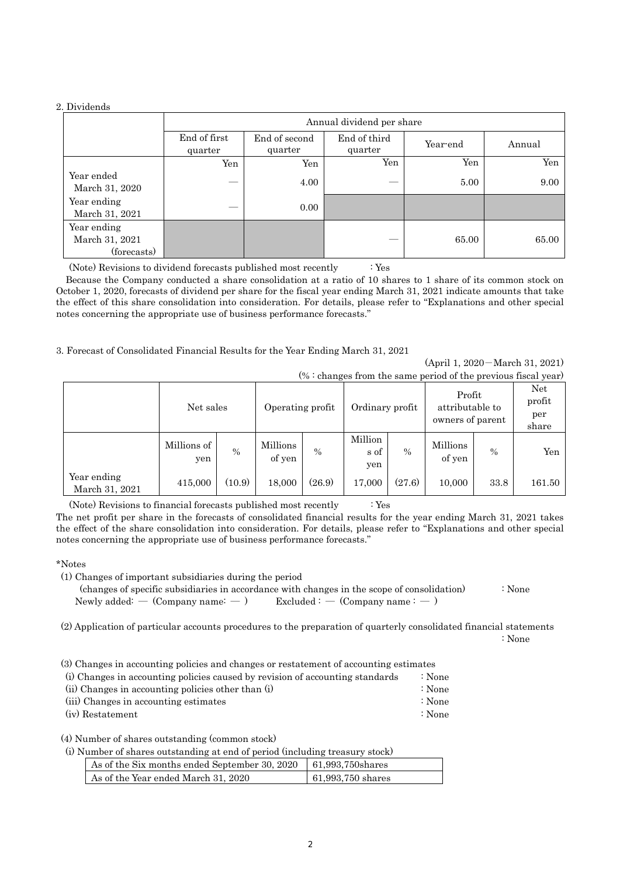2. Dividends

| | Annual dividend per share | | | | |
|---|---|---|---|---|---|
| | End of first quarter | End of second quarter | End of third quarter | Year-end | Annual |
| | Yen | Yen | Yen | Yen | Yen |
| Year ended March 31, 2020 | — | 4.00 | — | 5.00 | 9.00 |
| Year ending March 31, 2021 | — | 0.00 | | | |
| Year ending March 31, 2021 (forecasts) | | | — | 65.00 | 65.00 |

(Note) Revisions to dividend forecasts published most recently : Yes

Because the Company conducted a share consolidation at a ratio of 10 shares to 1 share of its common stock on October 1, 2020, forecasts of dividend per share for the fiscal year ending March 31, 2021 indicate amounts that take the effect of this share consolidation into consideration. For details, please refer to "Explanations and other special notes concerning the appropriate use of business performance forecasts."

3. Forecast of Consolidated Financial Results for the Year Ending March 31, 2021

(April 1, 2020－March 31, 2021)

(% : changes from the same period of the previous fiscal year)

| | Net sales | | Operating profit | | Ordinary profit | | Profit attributable to owners of parent | | Net profit per share |
|---|---|---|---|---|---|---|---|---|---|
| | Millions of yen | % | Millions of yen | % | Millions of yen | % | Millions of yen | % | Yen |
| Year ending March 31, 2021 | 415,000 | (10.9) | 18,000 | (26.9) | 17,000 | (27.6) | 10,000 | 33.8 | 161.50 |

(Note) Revisions to financial forecasts published most recently : Yes

The net profit per share in the forecasts of consolidated financial results for the year ending March 31, 2021 takes the effect of the share consolidation into consideration. For details, please refer to "Explanations and other special notes concerning the appropriate use of business performance forecasts."

*Notes

(1) Changes of important subsidiaries during the period
(changes of specific subsidiaries in accordance with changes in the scope of consolidation) : None
Newly added: — (Company name: — ) Excluded : — (Company name : — )

(2) Application of particular accounts procedures to the preparation of quarterly consolidated financial statements : None

(3) Changes in accounting policies and changes or restatement of accounting estimates
(i) Changes in accounting policies caused by revision of accounting standards : None
(ii) Changes in accounting policies other than (i) : None
(iii) Changes in accounting estimates : None
(iv) Restatement : None

(4) Number of shares outstanding (common stock)
(i) Number of shares outstanding at end of period (including treasury stock)

| | |
|---|---|
| As of the Six months ended September 30, 2020 | 61,993,750shares |
| As of the Year ended March 31, 2020 | 61,993,750 shares |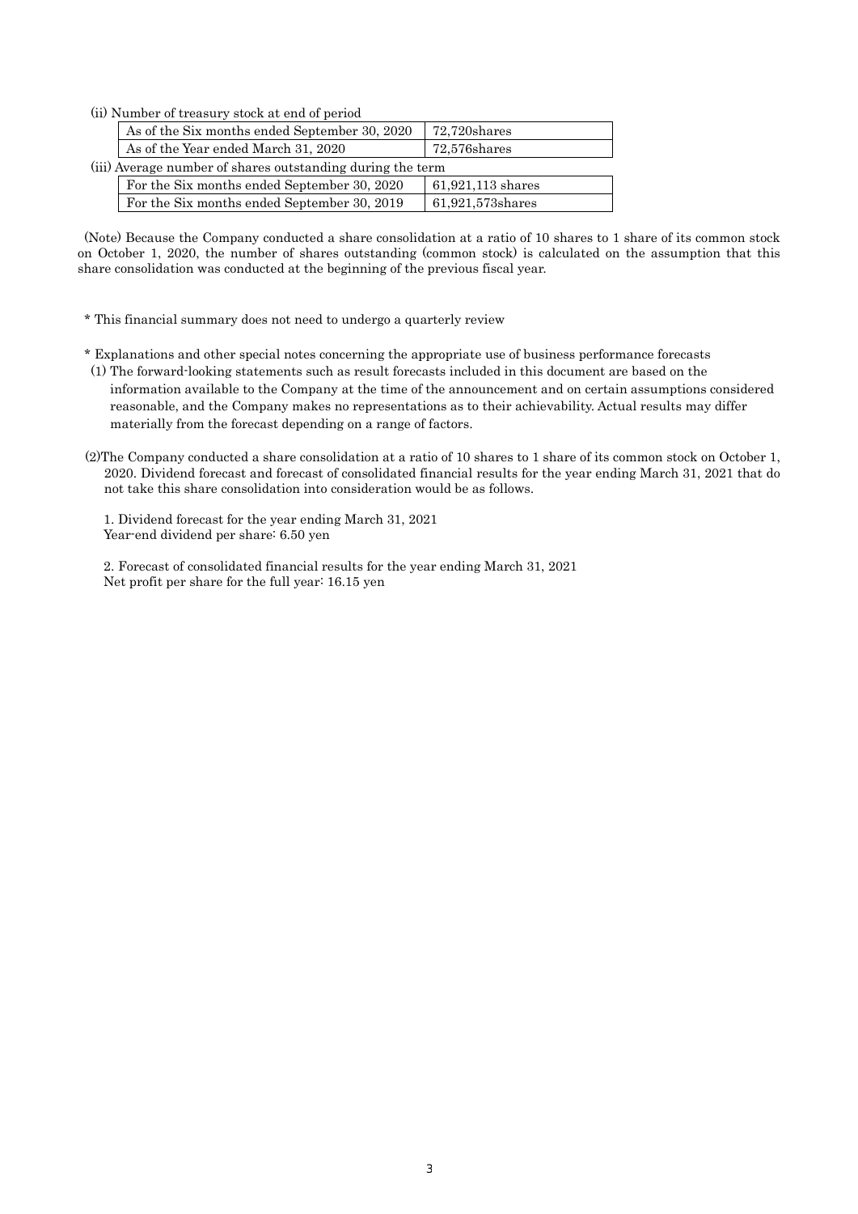(ii) Number of treasury stock at end of period

| | |
|---|---|
| As of the Six months ended September 30, 2020 | 72,720shares |
| As of the Year ended March 31, 2020 | 72,576shares |

(iii) Average number of shares outstanding during the term

| | |
|---|---|
| For the Six months ended September 30, 2020 | 61,921,113 shares |
| For the Six months ended September 30, 2019 | 61,921,573shares |

(Note) Because the Company conducted a share consolidation at a ratio of 10 shares to 1 share of its common stock on October 1, 2020, the number of shares outstanding (common stock) is calculated on the assumption that this share consolidation was conducted at the beginning of the previous fiscal year.

\* This financial summary does not need to undergo a quarterly review

\* Explanations and other special notes concerning the appropriate use of business performance forecasts

(1) The forward-looking statements such as result forecasts included in this document are based on the information available to the Company at the time of the announcement and on certain assumptions considered reasonable, and the Company makes no representations as to their achievability. Actual results may differ materially from the forecast depending on a range of factors.

(2)The Company conducted a share consolidation at a ratio of 10 shares to 1 share of its common stock on October 1, 2020. Dividend forecast and forecast of consolidated financial results for the year ending March 31, 2021 that do not take this share consolidation into consideration would be as follows.

1. Dividend forecast for the year ending March 31, 2021
Year-end dividend per share: 6.50 yen

2. Forecast of consolidated financial results for the year ending March 31, 2021
Net profit per share for the full year: 16.15 yen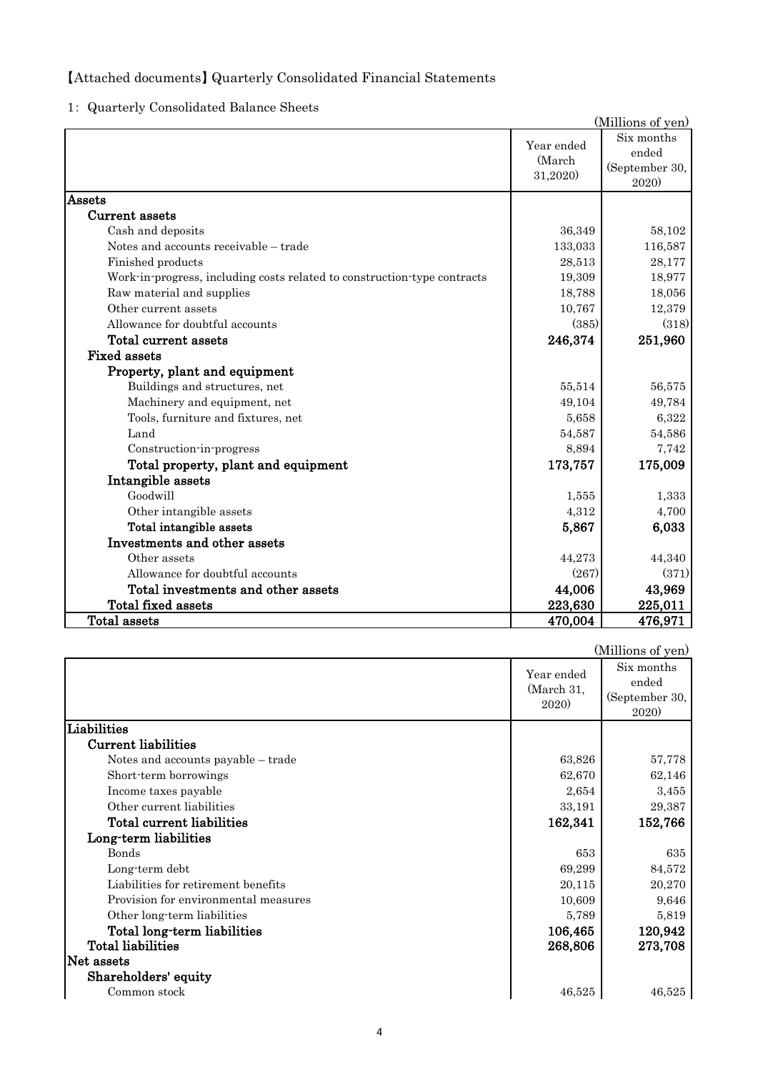【Attached documents】Quarterly Consolidated Financial Statements

1: Quarterly Consolidated Balance Sheets

(Millions of yen)

| | Year ended (March 31,2020) | Six months ended (September 30, 2020) |
|---|---|---|
| **Assets** | | |
| **Current assets** | | |
| Cash and deposits | 36,349 | 58,102 |
| Notes and accounts receivable – trade | 133,033 | 116,587 |
| Finished products | 28,513 | 28,177 |
| Work-in-progress, including costs related to construction-type contracts | 19,309 | 18,977 |
| Raw material and supplies | 18,788 | 18,056 |
| Other current assets | 10,767 | 12,379 |
| Allowance for doubtful accounts | (385) | (318) |
| **Total current assets** | **246,374** | **251,960** |
| **Fixed assets** | | |
| **Property, plant and equipment** | | |
| Buildings and structures, net | 55,514 | 56,575 |
| Machinery and equipment, net | 49,104 | 49,784 |
| Tools, furniture and fixtures, net | 5,658 | 6,322 |
| Land | 54,587 | 54,586 |
| Construction-in-progress | 8,894 | 7,742 |
| **Total property, plant and equipment** | **173,757** | **175,009** |
| **Intangible assets** | | |
| Goodwill | 1,555 | 1,333 |
| Other intangible assets | 4,312 | 4,700 |
| **Total intangible assets** | **5,867** | **6,033** |
| **Investments and other assets** | | |
| Other assets | 44,273 | 44,340 |
| Allowance for doubtful accounts | (267) | (371) |
| **Total investments and other assets** | **44,006** | **43,969** |
| **Total fixed assets** | **223,630** | **225,011** |
| **Total assets** | **470,004** | **476,971** |

(Millions of yen)

| | Year ended (March 31, 2020) | Six months ended (September 30, 2020) |
|---|---|---|
| **Liabilities** | | |
| **Current liabilities** | | |
| Notes and accounts payable – trade | 63,826 | 57,778 |
| Short-term borrowings | 62,670 | 62,146 |
| Income taxes payable | 2,654 | 3,455 |
| Other current liabilities | 33,191 | 29,387 |
| **Total current liabilities** | **162,341** | **152,766** |
| **Long-term liabilities** | | |
| Bonds | 653 | 635 |
| Long-term debt | 69,299 | 84,572 |
| Liabilities for retirement benefits | 20,115 | 20,270 |
| Provision for environmental measures | 10,609 | 9,646 |
| Other long-term liabilities | 5,789 | 5,819 |
| **Total long-term liabilities** | **106,465** | **120,942** |
| **Total liabilities** | **268,806** | **273,708** |
| **Net assets** | | |
| **Shareholders' equity** | | |
| Common stock | 46,525 | 46,525 |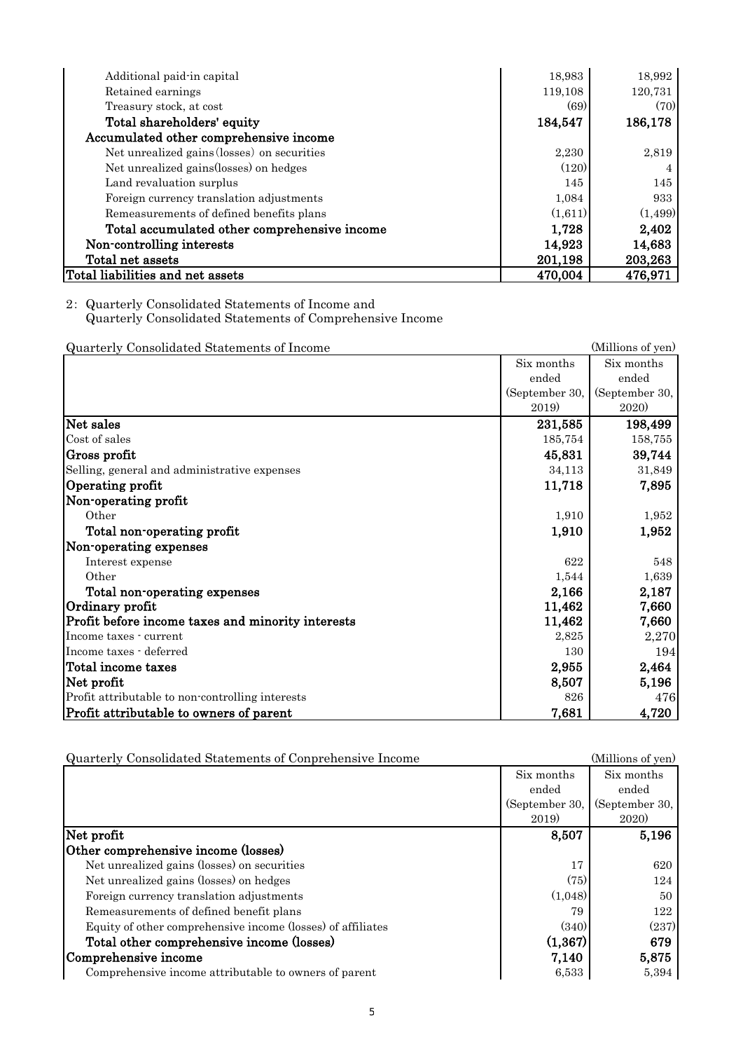| | | |
|---|---|---|
| Additional paid-in capital | 18,983 | 18,992 |
| Retained earnings | 119,108 | 120,731 |
| Treasury stock, at cost | (69) | (70) |
| **Total shareholders' equity** | **184,547** | **186,178** |
| **Accumulated other comprehensive income** | | |
| Net unrealized gains (losses) on securities | 2,230 | 2,819 |
| Net unrealized gains(losses) on hedges | (120) | 4 |
| Land revaluation surplus | 145 | 145 |
| Foreign currency translation adjustments | 1,084 | 933 |
| Remeasurements of defined benefits plans | (1,611) | (1,499) |
| **Total accumulated other comprehensive income** | **1,728** | **2,402** |
| **Non-controlling interests** | **14,923** | **14,683** |
| **Total net assets** | **201,198** | **203,263** |
| **Total liabilities and net assets** | **470,004** | **476,971** |

2: Quarterly Consolidated Statements of Income and
Quarterly Consolidated Statements of Comprehensive Income

Quarterly Consolidated Statements of Income (Millions of yen)

| | Six months ended (September 30, 2019) | Six months ended (September 30, 2020) |
|---|---|---|
| **Net sales** | **231,585** | **198,499** |
| Cost of sales | 185,754 | 158,755 |
| **Gross profit** | **45,831** | **39,744** |
| Selling, general and administrative expenses | 34,113 | 31,849 |
| **Operating profit** | **11,718** | **7,895** |
| **Non-operating profit** | | |
| Other | 1,910 | 1,952 |
| **Total non-operating profit** | **1,910** | **1,952** |
| **Non-operating expenses** | | |
| Interest expense | 622 | 548 |
| Other | 1,544 | 1,639 |
| **Total non-operating expenses** | **2,166** | **2,187** |
| **Ordinary profit** | **11,462** | **7,660** |
| **Profit before income taxes and minority interests** | **11,462** | **7,660** |
| Income taxes - current | 2,825 | 2,270 |
| Income taxes - deferred | 130 | 194 |
| **Total income taxes** | **2,955** | **2,464** |
| **Net profit** | **8,507** | **5,196** |
| Profit attributable to non-controlling interests | 826 | 476 |
| **Profit attributable to owners of parent** | **7,681** | **4,720** |

Quarterly Consolidated Statements of Conprehensive Income (Millions of yen)

| | Six months ended (September 30, 2019) | Six months ended (September 30, 2020) |
|---|---|---|
| **Net profit** | **8,507** | **5,196** |
| **Other comprehensive income (losses)** | | |
| Net unrealized gains (losses) on securities | 17 | 620 |
| Net unrealized gains (losses) on hedges | (75) | 124 |
| Foreign currency translation adjustments | (1,048) | 50 |
| Remeasurements of defined benefit plans | 79 | 122 |
| Equity of other comprehensive income (losses) of affiliates | (340) | (237) |
| **Total other comprehensive income (losses)** | **(1,367)** | **679** |
| **Comprehensive income** | **7,140** | **5,875** |
| Comprehensive income attributable to owners of parent | 6,533 | 5,394 |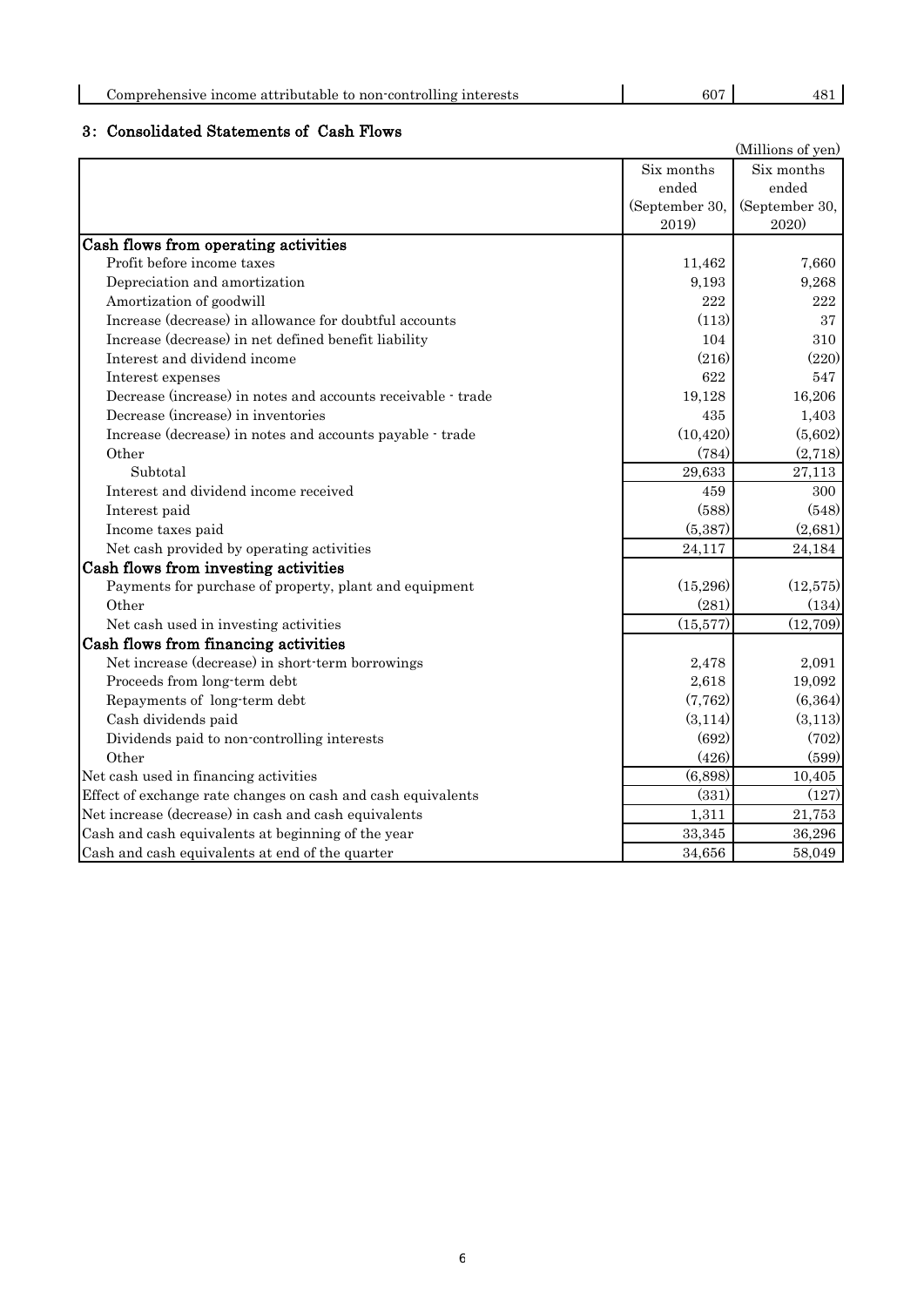| | | |
|---|---|---|
| Comprehensive income attributable to non-controlling interests | 607 | 481 |

## 3: Consolidated Statements of Cash Flows

(Millions of yen)

| | Six months ended (September 30, 2019) | Six months ended (September 30, 2020) |
|---|---|---|
| **Cash flows from operating activities** | | |
| Profit before income taxes | 11,462 | 7,660 |
| Depreciation and amortization | 9,193 | 9,268 |
| Amortization of goodwill | 222 | 222 |
| Increase (decrease) in allowance for doubtful accounts | (113) | 37 |
| Increase (decrease) in net defined benefit liability | 104 | 310 |
| Interest and dividend income | (216) | (220) |
| Interest expenses | 622 | 547 |
| Decrease (increase) in notes and accounts receivable - trade | 19,128 | 16,206 |
| Decrease (increase) in inventories | 435 | 1,403 |
| Increase (decrease) in notes and accounts payable - trade | (10,420) | (5,602) |
| Other | (784) | (2,718) |
| Subtotal | 29,633 | 27,113 |
| Interest and dividend income received | 459 | 300 |
| Interest paid | (588) | (548) |
| Income taxes paid | (5,387) | (2,681) |
| Net cash provided by operating activities | 24,117 | 24,184 |
| **Cash flows from investing activities** | | |
| Payments for purchase of property, plant and equipment | (15,296) | (12,575) |
| Other | (281) | (134) |
| Net cash used in investing activities | (15,577) | (12,709) |
| **Cash flows from financing activities** | | |
| Net increase (decrease) in short-term borrowings | 2,478 | 2,091 |
| Proceeds from long-term debt | 2,618 | 19,092 |
| Repayments of long-term debt | (7,762) | (6,364) |
| Cash dividends paid | (3,114) | (3,113) |
| Dividends paid to non-controlling interests | (692) | (702) |
| Other | (426) | (599) |
| Net cash used in financing activities | (6,898) | 10,405 |
| Effect of exchange rate changes on cash and cash equivalents | (331) | (127) |
| Net increase (decrease) in cash and cash equivalents | 1,311 | 21,753 |
| Cash and cash equivalents at beginning of the year | 33,345 | 36,296 |
| Cash and cash equivalents at end of the quarter | 34,656 | 58,049 |